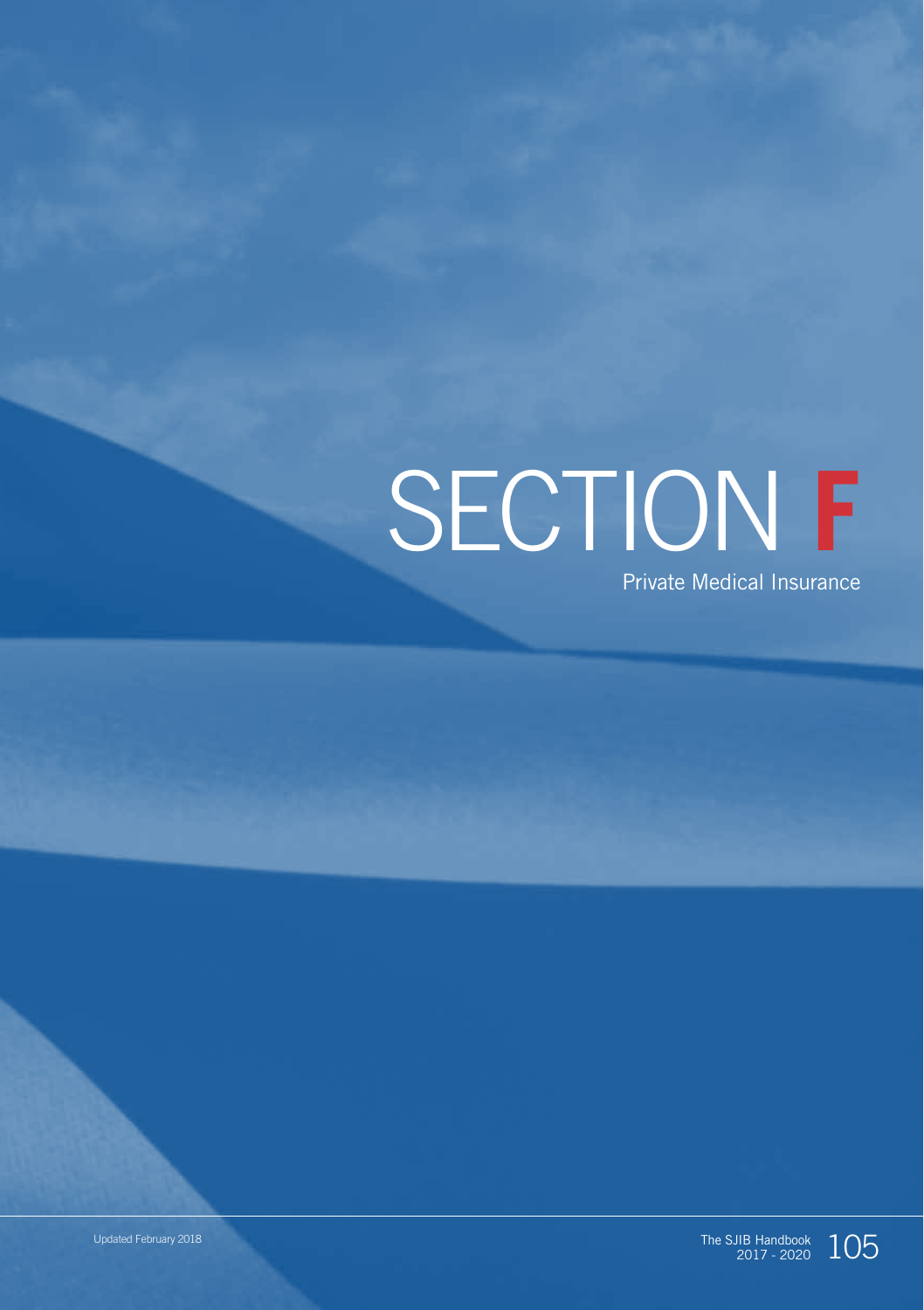# SECTION F

Private Medical Insurance

Updated February 2018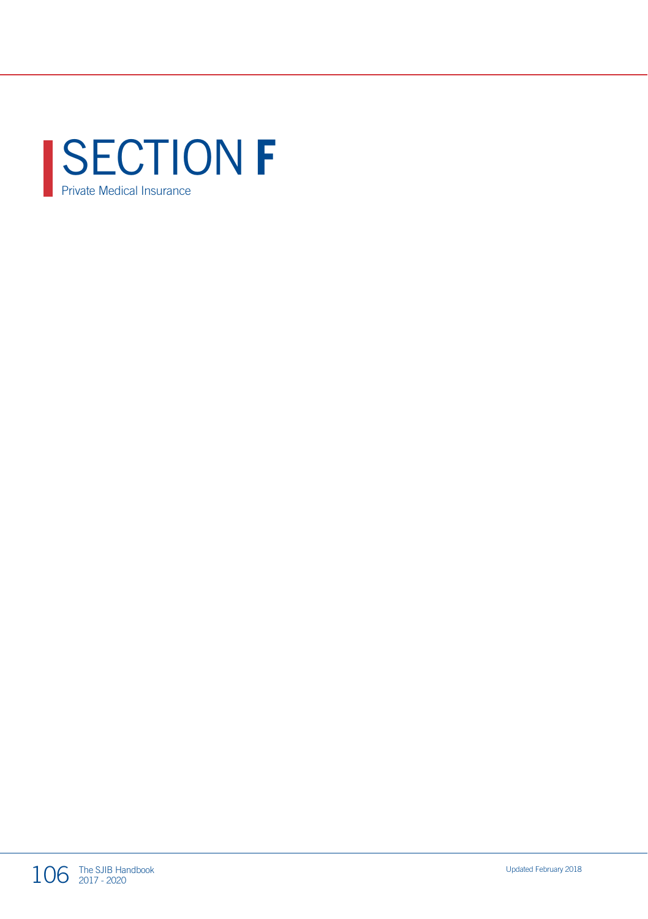# SECTION F

Private Medical Insurance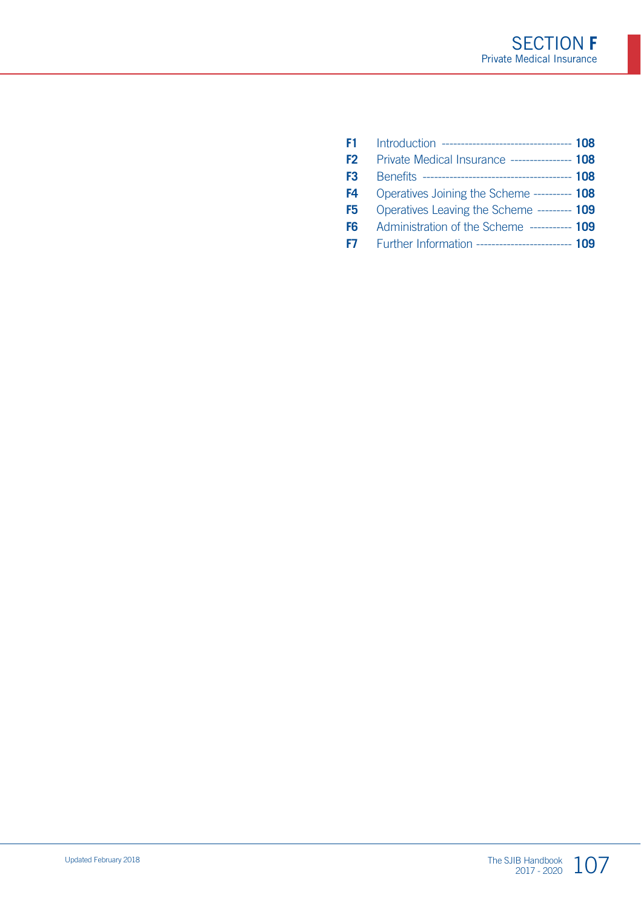# SECTION F

## Private Medical Insurance

| | | |
|---|---|---|
| **F1** | Introduction | **108** |
| **F2** | Private Medical Insurance | **108** |
| **F3** | Benefits | **108** |
| **F4** | Operatives Joining the Scheme | **108** |
| **F5** | Operatives Leaving the Scheme | **109** |
| **F6** | Administration of the Scheme | **109** |
| **F7** | Further Information | **109** |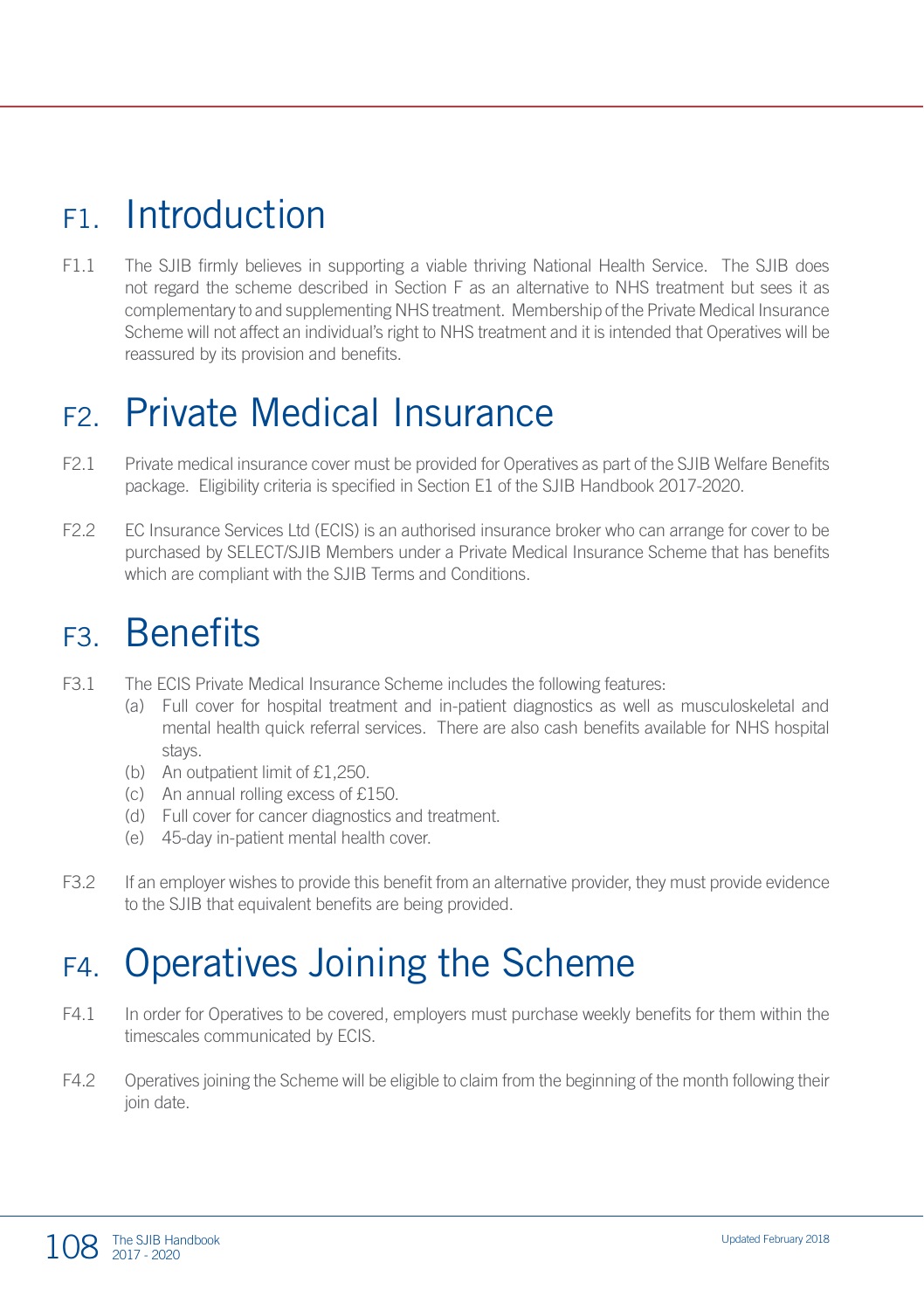# F1. Introduction

F1.1 The SJIB firmly believes in supporting a viable thriving National Health Service. The SJIB does not regard the scheme described in Section F as an alternative to NHS treatment but sees it as complementary to and supplementing NHS treatment. Membership of the Private Medical Insurance Scheme will not affect an individual's right to NHS treatment and it is intended that Operatives will be reassured by its provision and benefits.

# F2. Private Medical Insurance

F2.1 Private medical insurance cover must be provided for Operatives as part of the SJIB Welfare Benefits package. Eligibility criteria is specified in Section E1 of the SJIB Handbook 2017-2020.

F2.2 EC Insurance Services Ltd (ECIS) is an authorised insurance broker who can arrange for cover to be purchased by SELECT/SJIB Members under a Private Medical Insurance Scheme that has benefits which are compliant with the SJIB Terms and Conditions.

# F3. Benefits

F3.1 The ECIS Private Medical Insurance Scheme includes the following features:

- (a) Full cover for hospital treatment and in-patient diagnostics as well as musculoskeletal and mental health quick referral services. There are also cash benefits available for NHS hospital stays.
- (b) An outpatient limit of £1,250.
- (c) An annual rolling excess of £150.
- (d) Full cover for cancer diagnostics and treatment.
- (e) 45-day in-patient mental health cover.

F3.2 If an employer wishes to provide this benefit from an alternative provider, they must provide evidence to the SJIB that equivalent benefits are being provided.

# F4. Operatives Joining the Scheme

F4.1 In order for Operatives to be covered, employers must purchase weekly benefits for them within the timescales communicated by ECIS.

F4.2 Operatives joining the Scheme will be eligible to claim from the beginning of the month following their join date.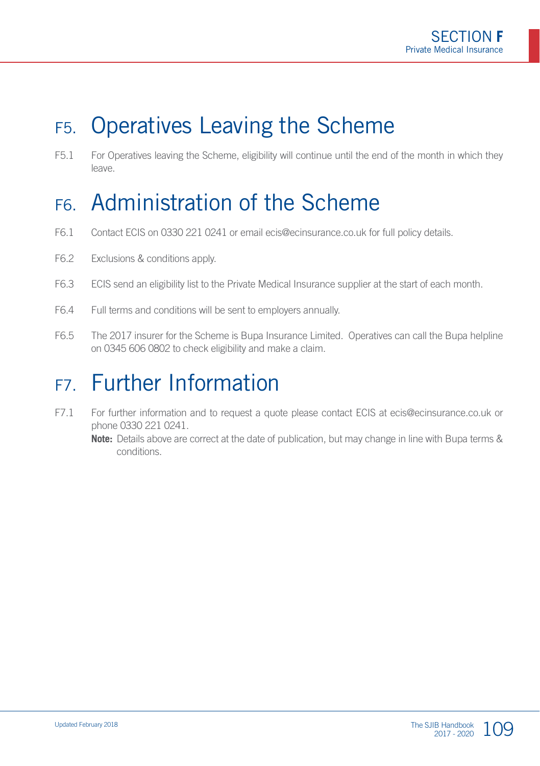## F5. Operatives Leaving the Scheme

F5.1 For Operatives leaving the Scheme, eligibility will continue until the end of the month in which they leave.

## F6. Administration of the Scheme

F6.1 Contact ECIS on 0330 221 0241 or email ecis@ecinsurance.co.uk for full policy details.

F6.2 Exclusions & conditions apply.

F6.3 ECIS send an eligibility list to the Private Medical Insurance supplier at the start of each month.

F6.4 Full terms and conditions will be sent to employers annually.

F6.5 The 2017 insurer for the Scheme is Bupa Insurance Limited. Operatives can call the Bupa helpline on 0345 606 0802 to check eligibility and make a claim.

## F7. Further Information

F7.1 For further information and to request a quote please contact ECIS at ecis@ecinsurance.co.uk or phone 0330 221 0241.

**Note:** Details above are correct at the date of publication, but may change in line with Bupa terms & conditions.